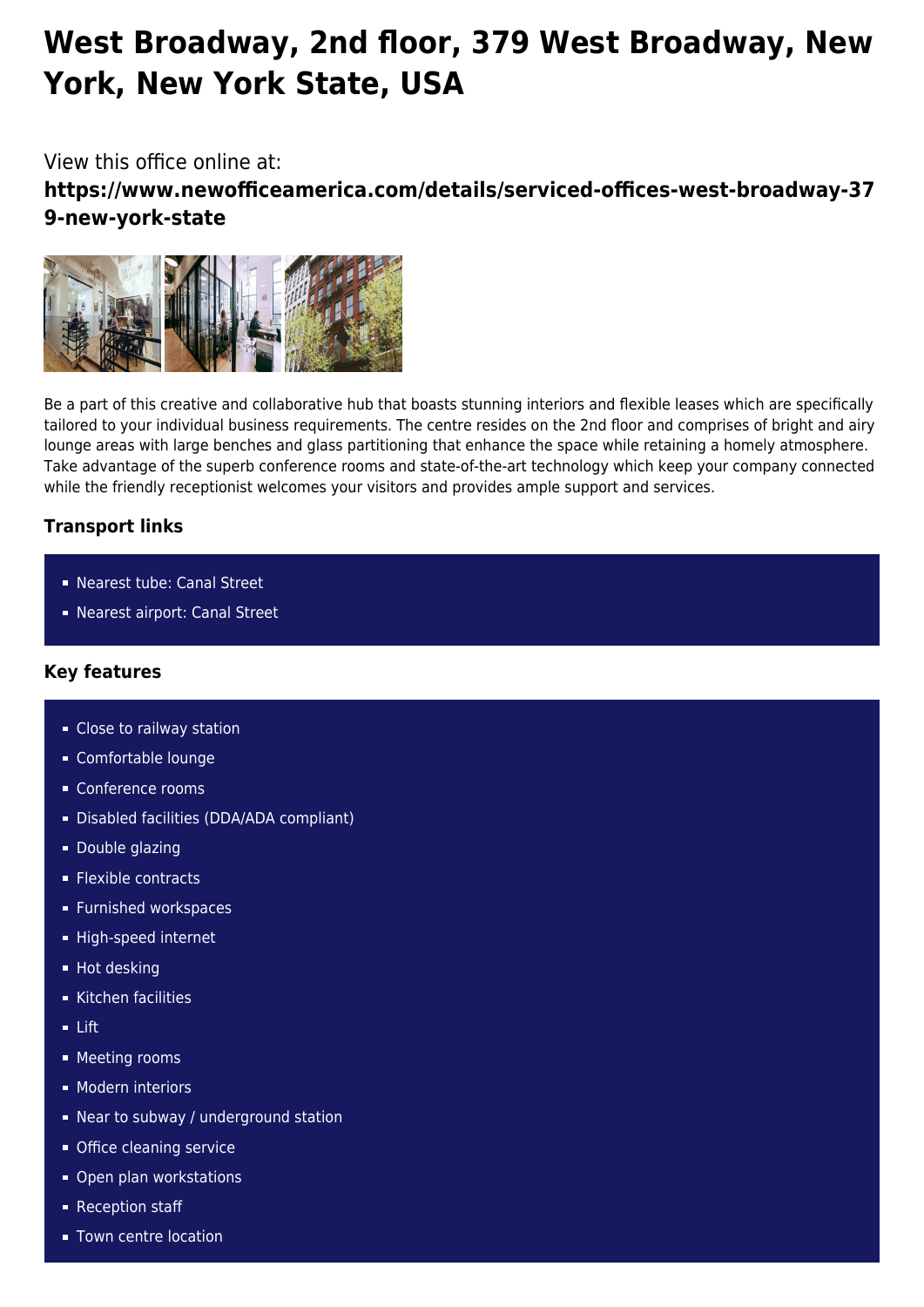# West Broadway, 2nd floor, 379 West Broadway, New York, New York State, USA

View this office online at:

**https://www.newofficeamerica.com/details/serviced-offices-west-broadway-379-new-york-state**

Be a part of this creative and collaborative hub that boasts stunning interiors and flexible leases which are specifically tailored to your individual business requirements. The centre resides on the 2nd floor and comprises of bright and airy lounge areas with large benches and glass partitioning that enhance the space while retaining a homely atmosphere. Take advantage of the superb conference rooms and state-of-the-art technology which keep your company connected while the friendly receptionist welcomes your visitors and provides ample support and services.

### Transport links

- Nearest tube: Canal Street
- Nearest airport: Canal Street

### Key features

- Close to railway station
- Comfortable lounge
- Conference rooms
- Disabled facilities (DDA/ADA compliant)
- Double glazing
- Flexible contracts
- Furnished workspaces
- High-speed internet
- Hot desking
- Kitchen facilities
- Lift
- Meeting rooms
- Modern interiors
- Near to subway / underground station
- Office cleaning service
- Open plan workstations
- Reception staff
- Town centre location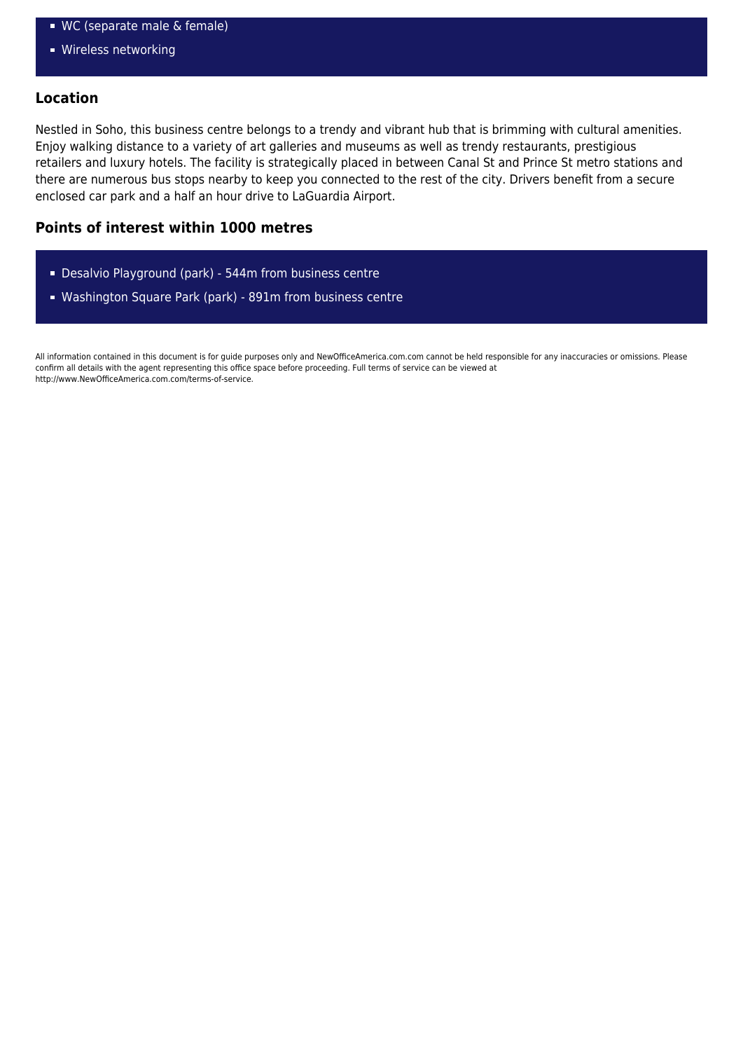- WC (separate male & female)
- Wireless networking

## Location

Nestled in Soho, this business centre belongs to a trendy and vibrant hub that is brimming with cultural amenities. Enjoy walking distance to a variety of art galleries and museums as well as trendy restaurants, prestigious retailers and luxury hotels. The facility is strategically placed in between Canal St and Prince St metro stations and there are numerous bus stops nearby to keep you connected to the rest of the city. Drivers benefit from a secure enclosed car park and a half an hour drive to LaGuardia Airport.

## Points of interest within 1000 metres

- Desalvio Playground (park) - 544m from business centre
- Washington Square Park (park) - 891m from business centre

All information contained in this document is for guide purposes only and NewOfficeAmerica.com.com cannot be held responsible for any inaccuracies or omissions. Please confirm all details with the agent representing this office space before proceeding. Full terms of service can be viewed at http://www.NewOfficeAmerica.com.com/terms-of-service.